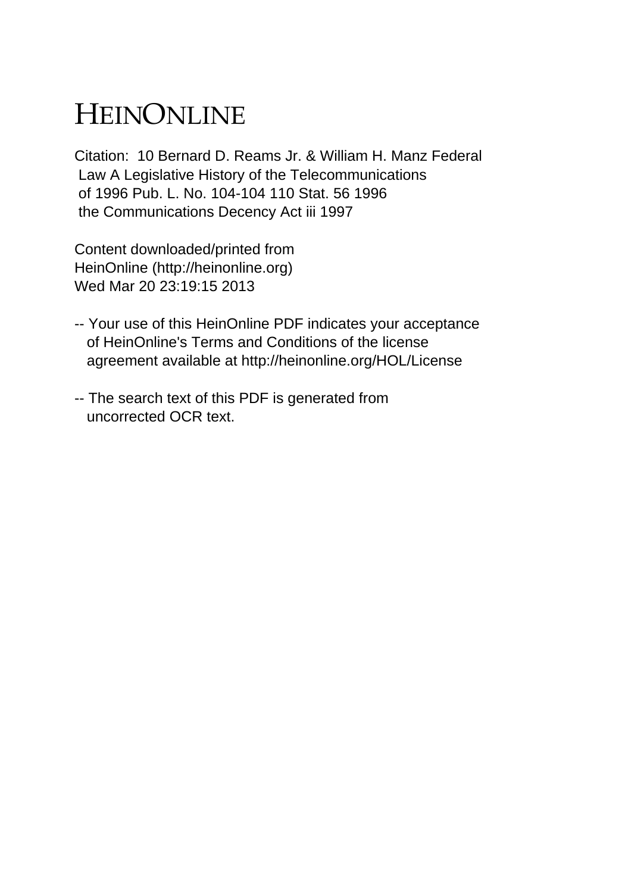# HEINONLINE

Citation: 10 Bernard D. Reams Jr. & William H. Manz Federal Law A Legislative History of the Telecommunications of 1996 Pub. L. No. 104-104 110 Stat. 56 1996 the Communications Decency Act iii 1997

Content downloaded/printed from
HeinOnline (http://heinonline.org)
Wed Mar 20 23:19:15 2013

-- Your use of this HeinOnline PDF indicates your acceptance of HeinOnline's Terms and Conditions of the license agreement available at http://heinonline.org/HOL/License

-- The search text of this PDF is generated from uncorrected OCR text.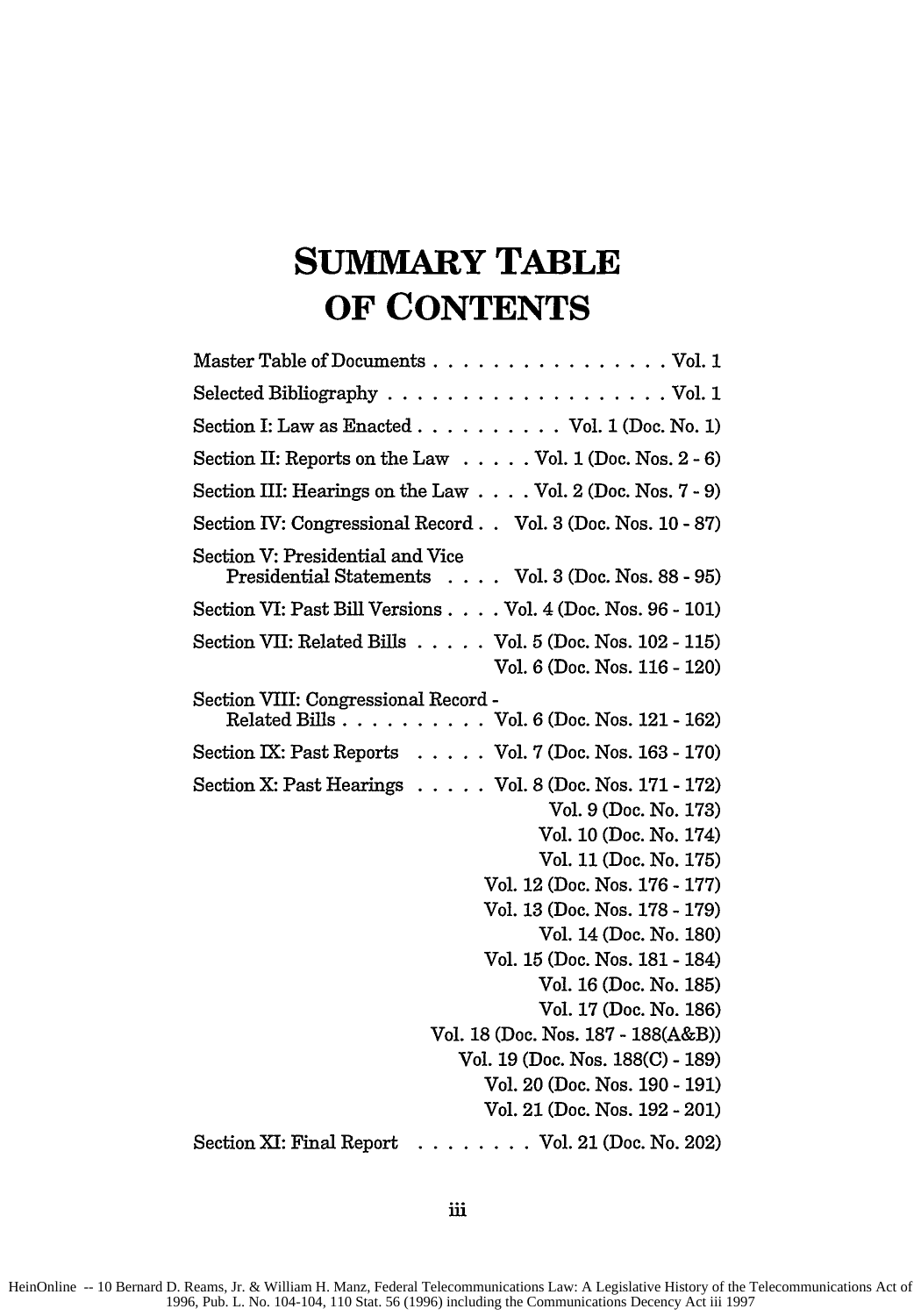# SUMMARY TABLE OF CONTENTS

| | |
|---|---|
| Master Table of Documents | Vol. 1 |
| Selected Bibliography | Vol. 1 |
| Section I: Law as Enacted | Vol. 1 (Doc. No. 1) |
| Section II: Reports on the Law | Vol. 1 (Doc. Nos. 2 - 6) |
| Section III: Hearings on the Law | Vol. 2 (Doc. Nos. 7 - 9) |
| Section IV: Congressional Record | Vol. 3 (Doc. Nos. 10 - 87) |
| Section V: Presidential and Vice Presidential Statements | Vol. 3 (Doc. Nos. 88 - 95) |
| Section VI: Past Bill Versions | Vol. 4 (Doc. Nos. 96 - 101) |
| Section VII: Related Bills | Vol. 5 (Doc. Nos. 102 - 115) |
| | Vol. 6 (Doc. Nos. 116 - 120) |
| Section VIII: Congressional Record - Related Bills | Vol. 6 (Doc. Nos. 121 - 162) |
| Section IX: Past Reports | Vol. 7 (Doc. Nos. 163 - 170) |
| Section X: Past Hearings | Vol. 8 (Doc. Nos. 171 - 172) |
| | Vol. 9 (Doc. No. 173) |
| | Vol. 10 (Doc. No. 174) |
| | Vol. 11 (Doc. No. 175) |
| | Vol. 12 (Doc. Nos. 176 - 177) |
| | Vol. 13 (Doc. Nos. 178 - 179) |
| | Vol. 14 (Doc. No. 180) |
| | Vol. 15 (Doc. Nos. 181 - 184) |
| | Vol. 16 (Doc. No. 185) |
| | Vol. 17 (Doc. No. 186) |
| | Vol. 18 (Doc. Nos. 187 - 188(A&B)) |
| | Vol. 19 (Doc. Nos. 188(C) - 189) |
| | Vol. 20 (Doc. Nos. 190 - 191) |
| | Vol. 21 (Doc. Nos. 192 - 201) |
| Section XI: Final Report | Vol. 21 (Doc. No. 202) |